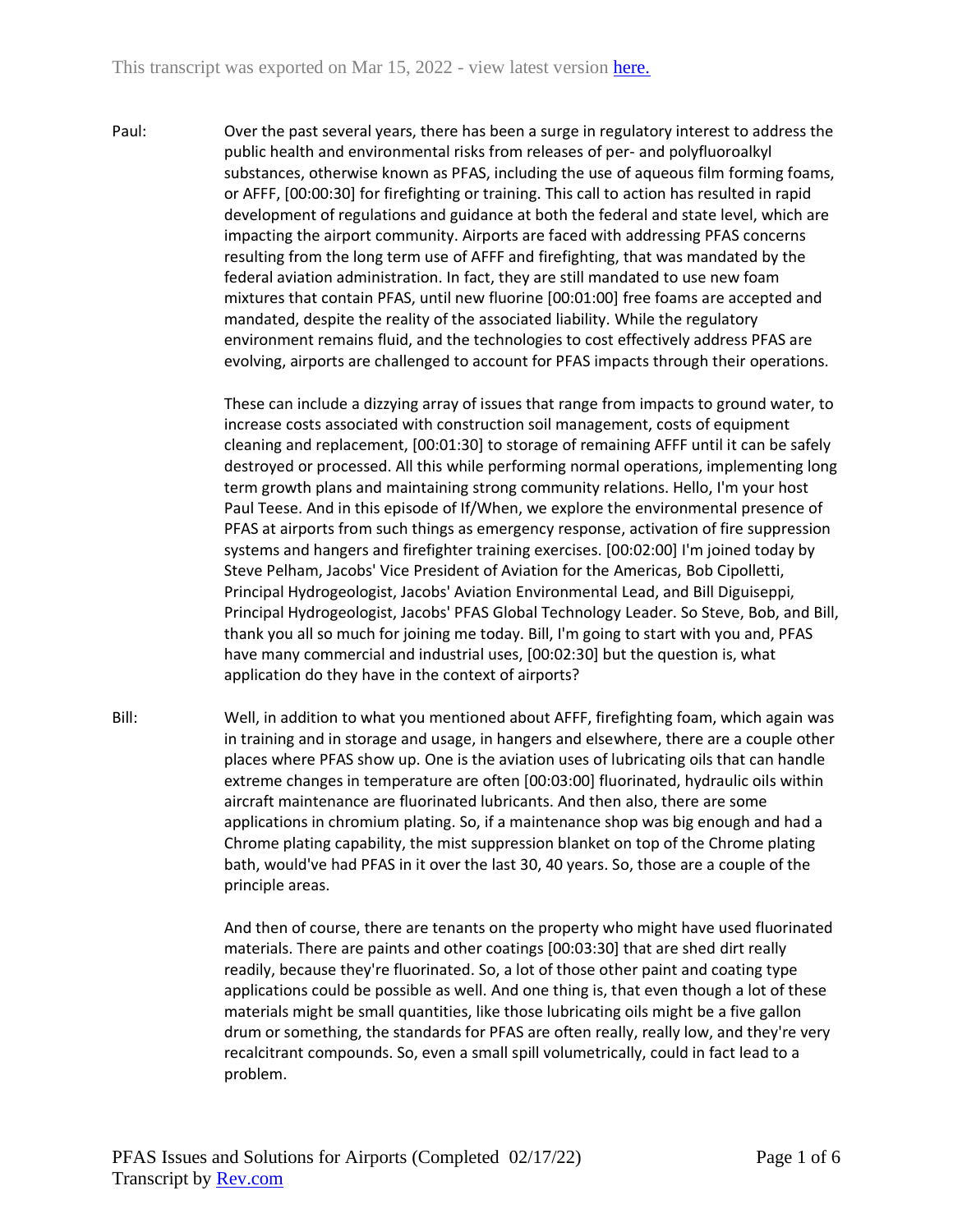This transcript was exported on Mar 15, 2022 - view latest version here.

Paul: Over the past several years, there has been a surge in regulatory interest to address the public health and environmental risks from releases of per- and polyfluoroalkyl substances, otherwise known as PFAS, including the use of aqueous film forming foams, or AFFF, [00:00:30] for firefighting or training. This call to action has resulted in rapid development of regulations and guidance at both the federal and state level, which are impacting the airport community. Airports are faced with addressing PFAS concerns resulting from the long term use of AFFF and firefighting, that was mandated by the federal aviation administration. In fact, they are still mandated to use new foam mixtures that contain PFAS, until new fluorine [00:01:00] free foams are accepted and mandated, despite the reality of the associated liability. While the regulatory environment remains fluid, and the technologies to cost effectively address PFAS are evolving, airports are challenged to account for PFAS impacts through their operations.

These can include a dizzying array of issues that range from impacts to ground water, to increase costs associated with construction soil management, costs of equipment cleaning and replacement, [00:01:30] to storage of remaining AFFF until it can be safely destroyed or processed. All this while performing normal operations, implementing long term growth plans and maintaining strong community relations. Hello, I'm your host Paul Teese. And in this episode of If/When, we explore the environmental presence of PFAS at airports from such things as emergency response, activation of fire suppression systems and hangers and firefighter training exercises. [00:02:00] I'm joined today by Steve Pelham, Jacobs' Vice President of Aviation for the Americas, Bob Cipolletti, Principal Hydrogeologist, Jacobs' Aviation Environmental Lead, and Bill Diguiseppi, Principal Hydrogeologist, Jacobs' PFAS Global Technology Leader. So Steve, Bob, and Bill, thank you all so much for joining me today. Bill, I'm going to start with you and, PFAS have many commercial and industrial uses, [00:02:30] but the question is, what application do they have in the context of airports?

Bill: Well, in addition to what you mentioned about AFFF, firefighting foam, which again was in training and in storage and usage, in hangers and elsewhere, there are a couple other places where PFAS show up. One is the aviation uses of lubricating oils that can handle extreme changes in temperature are often [00:03:00] fluorinated, hydraulic oils within aircraft maintenance are fluorinated lubricants. And then also, there are some applications in chromium plating. So, if a maintenance shop was big enough and had a Chrome plating capability, the mist suppression blanket on top of the Chrome plating bath, would've had PFAS in it over the last 30, 40 years. So, those are a couple of the principle areas.

And then of course, there are tenants on the property who might have used fluorinated materials. There are paints and other coatings [00:03:30] that are shed dirt really readily, because they're fluorinated. So, a lot of those other paint and coating type applications could be possible as well. And one thing is, that even though a lot of these materials might be small quantities, like those lubricating oils might be a five gallon drum or something, the standards for PFAS are often really, really low, and they're very recalcitrant compounds. So, even a small spill volumetrically, could in fact lead to a problem.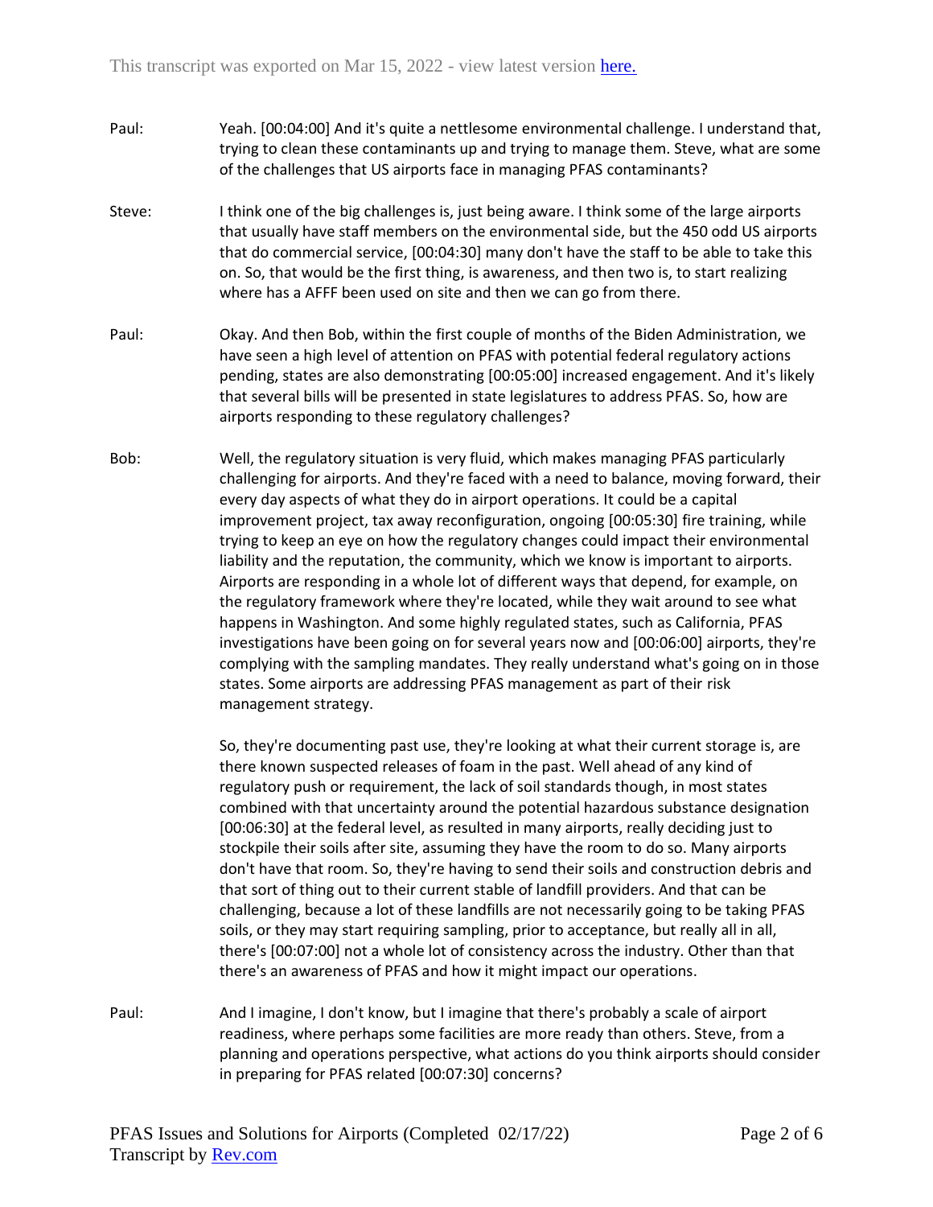Paul: Yeah. [00:04:00] And it's quite a nettlesome environmental challenge. I understand that, trying to clean these contaminants up and trying to manage them. Steve, what are some of the challenges that US airports face in managing PFAS contaminants?

Steve: I think one of the big challenges is, just being aware. I think some of the large airports that usually have staff members on the environmental side, but the 450 odd US airports that do commercial service, [00:04:30] many don't have the staff to be able to take this on. So, that would be the first thing, is awareness, and then two is, to start realizing where has a AFFF been used on site and then we can go from there.

Paul: Okay. And then Bob, within the first couple of months of the Biden Administration, we have seen a high level of attention on PFAS with potential federal regulatory actions pending, states are also demonstrating [00:05:00] increased engagement. And it's likely that several bills will be presented in state legislatures to address PFAS. So, how are airports responding to these regulatory challenges?

Bob: Well, the regulatory situation is very fluid, which makes managing PFAS particularly challenging for airports. And they're faced with a need to balance, moving forward, their every day aspects of what they do in airport operations. It could be a capital improvement project, tax away reconfiguration, ongoing [00:05:30] fire training, while trying to keep an eye on how the regulatory changes could impact their environmental liability and the reputation, the community, which we know is important to airports. Airports are responding in a whole lot of different ways that depend, for example, on the regulatory framework where they're located, while they wait around to see what happens in Washington. And some highly regulated states, such as California, PFAS investigations have been going on for several years now and [00:06:00] airports, they're complying with the sampling mandates. They really understand what's going on in those states. Some airports are addressing PFAS management as part of their risk management strategy.

So, they're documenting past use, they're looking at what their current storage is, are there known suspected releases of foam in the past. Well ahead of any kind of regulatory push or requirement, the lack of soil standards though, in most states combined with that uncertainty around the potential hazardous substance designation [00:06:30] at the federal level, as resulted in many airports, really deciding just to stockpile their soils after site, assuming they have the room to do so. Many airports don't have that room. So, they're having to send their soils and construction debris and that sort of thing out to their current stable of landfill providers. And that can be challenging, because a lot of these landfills are not necessarily going to be taking PFAS soils, or they may start requiring sampling, prior to acceptance, but really all in all, there's [00:07:00] not a whole lot of consistency across the industry. Other than that there's an awareness of PFAS and how it might impact our operations.

Paul: And I imagine, I don't know, but I imagine that there's probably a scale of airport readiness, where perhaps some facilities are more ready than others. Steve, from a planning and operations perspective, what actions do you think airports should consider in preparing for PFAS related [00:07:30] concerns?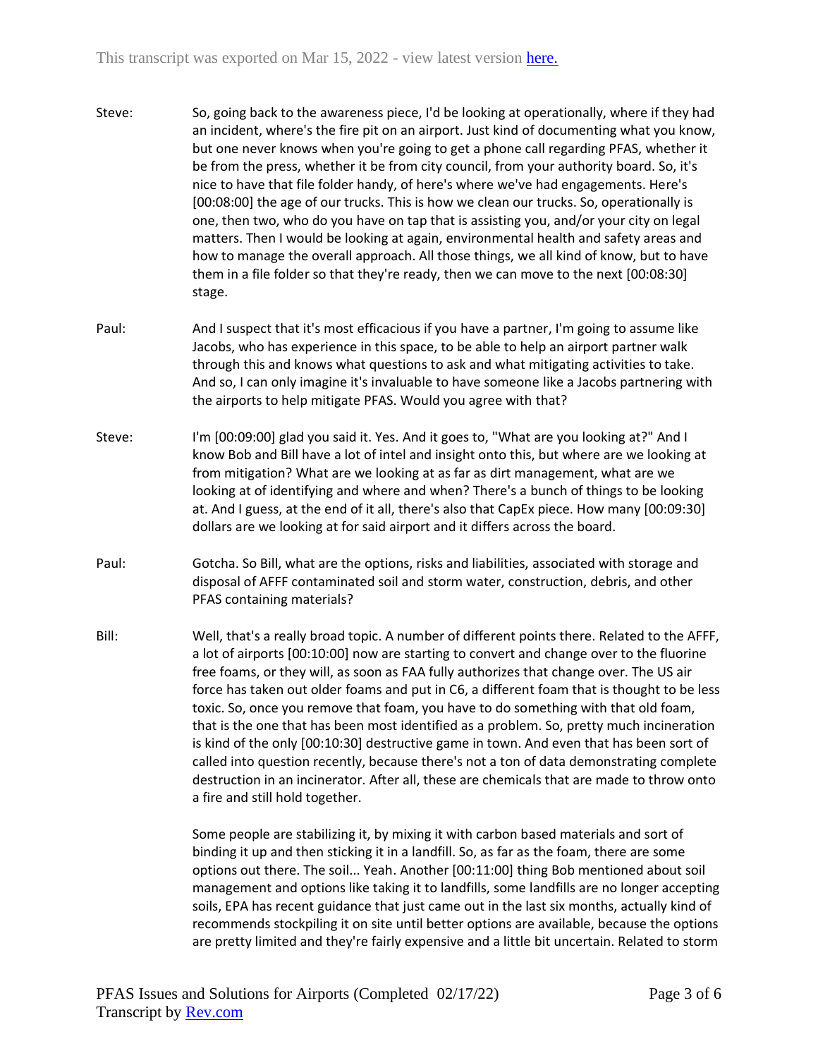Steve: So, going back to the awareness piece, I'd be looking at operationally, where if they had an incident, where's the fire pit on an airport. Just kind of documenting what you know, but one never knows when you're going to get a phone call regarding PFAS, whether it be from the press, whether it be from city council, from your authority board. So, it's nice to have that file folder handy, of here's where we've had engagements. Here's [00:08:00] the age of our trucks. This is how we clean our trucks. So, operationally is one, then two, who do you have on tap that is assisting you, and/or your city on legal matters. Then I would be looking at again, environmental health and safety areas and how to manage the overall approach. All those things, we all kind of know, but to have them in a file folder so that they're ready, then we can move to the next [00:08:30] stage.

Paul: And I suspect that it's most efficacious if you have a partner, I'm going to assume like Jacobs, who has experience in this space, to be able to help an airport partner walk through this and knows what questions to ask and what mitigating activities to take. And so, I can only imagine it's invaluable to have someone like a Jacobs partnering with the airports to help mitigate PFAS. Would you agree with that?

Steve: I'm [00:09:00] glad you said it. Yes. And it goes to, "What are you looking at?" And I know Bob and Bill have a lot of intel and insight onto this, but where are we looking at from mitigation? What are we looking at as far as dirt management, what are we looking at of identifying and where and when? There's a bunch of things to be looking at. And I guess, at the end of it all, there's also that CapEx piece. How many [00:09:30] dollars are we looking at for said airport and it differs across the board.

Paul: Gotcha. So Bill, what are the options, risks and liabilities, associated with storage and disposal of AFFF contaminated soil and storm water, construction, debris, and other PFAS containing materials?

Bill: Well, that's a really broad topic. A number of different points there. Related to the AFFF, a lot of airports [00:10:00] now are starting to convert and change over to the fluorine free foams, or they will, as soon as FAA fully authorizes that change over. The US air force has taken out older foams and put in C6, a different foam that is thought to be less toxic. So, once you remove that foam, you have to do something with that old foam, that is the one that has been most identified as a problem. So, pretty much incineration is kind of the only [00:10:30] destructive game in town. And even that has been sort of called into question recently, because there's not a ton of data demonstrating complete destruction in an incinerator. After all, these are chemicals that are made to throw onto a fire and still hold together.

Some people are stabilizing it, by mixing it with carbon based materials and sort of binding it up and then sticking it in a landfill. So, as far as the foam, there are some options out there. The soil... Yeah. Another [00:11:00] thing Bob mentioned about soil management and options like taking it to landfills, some landfills are no longer accepting soils, EPA has recent guidance that just came out in the last six months, actually kind of recommends stockpiling it on site until better options are available, because the options are pretty limited and they're fairly expensive and a little bit uncertain. Related to storm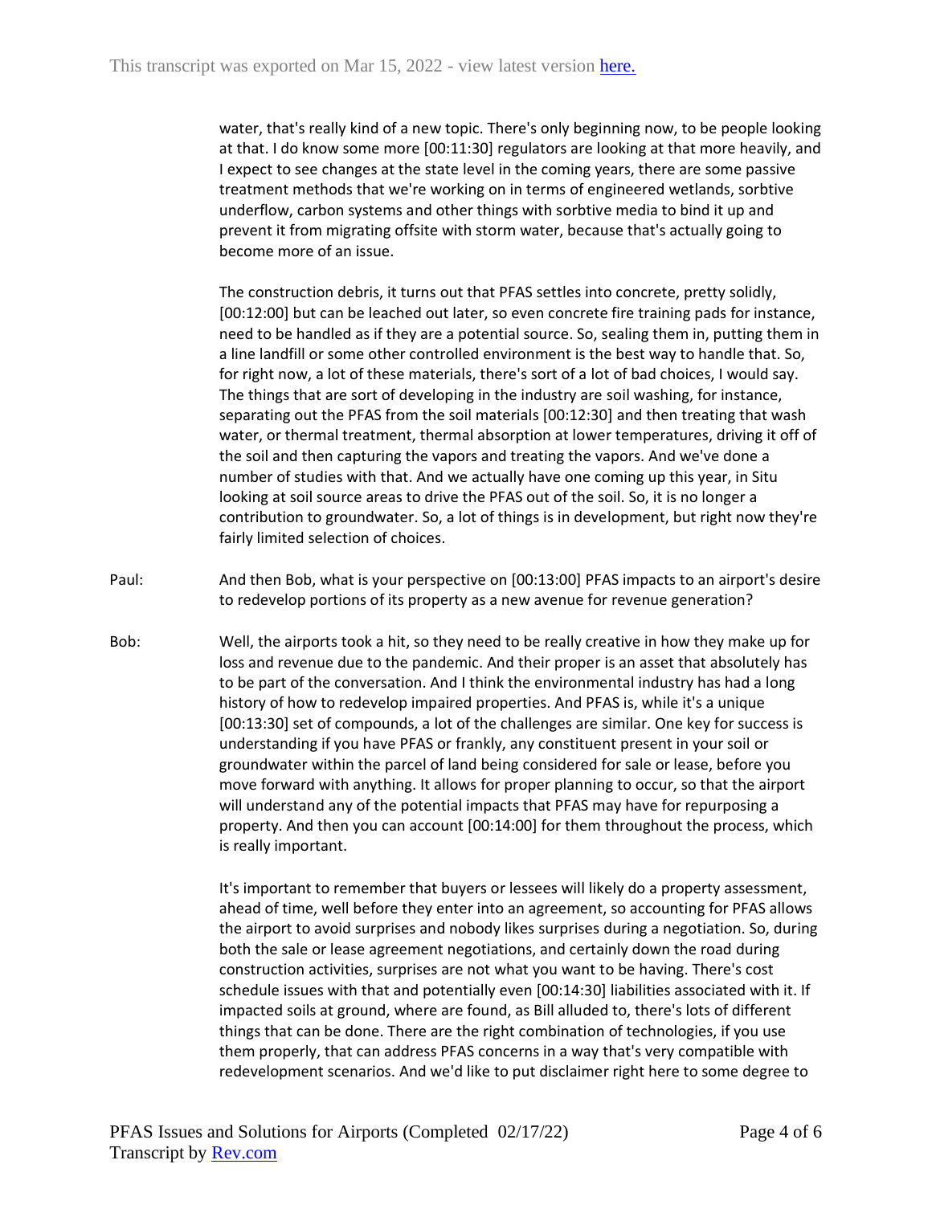water, that's really kind of a new topic. There's only beginning now, to be people looking at that. I do know some more [00:11:30] regulators are looking at that more heavily, and I expect to see changes at the state level in the coming years, there are some passive treatment methods that we're working on in terms of engineered wetlands, sorbtive underflow, carbon systems and other things with sorbtive media to bind it up and prevent it from migrating offsite with storm water, because that's actually going to become more of an issue.

The construction debris, it turns out that PFAS settles into concrete, pretty solidly, [00:12:00] but can be leached out later, so even concrete fire training pads for instance, need to be handled as if they are a potential source. So, sealing them in, putting them in a line landfill or some other controlled environment is the best way to handle that. So, for right now, a lot of these materials, there's sort of a lot of bad choices, I would say. The things that are sort of developing in the industry are soil washing, for instance, separating out the PFAS from the soil materials [00:12:30] and then treating that wash water, or thermal treatment, thermal absorption at lower temperatures, driving it off of the soil and then capturing the vapors and treating the vapors. And we've done a number of studies with that. And we actually have one coming up this year, in Situ looking at soil source areas to drive the PFAS out of the soil. So, it is no longer a contribution to groundwater. So, a lot of things is in development, but right now they're fairly limited selection of choices.

Paul: And then Bob, what is your perspective on [00:13:00] PFAS impacts to an airport's desire to redevelop portions of its property as a new avenue for revenue generation?

Bob: Well, the airports took a hit, so they need to be really creative in how they make up for loss and revenue due to the pandemic. And their proper is an asset that absolutely has to be part of the conversation. And I think the environmental industry has had a long history of how to redevelop impaired properties. And PFAS is, while it's a unique [00:13:30] set of compounds, a lot of the challenges are similar. One key for success is understanding if you have PFAS or frankly, any constituent present in your soil or groundwater within the parcel of land being considered for sale or lease, before you move forward with anything. It allows for proper planning to occur, so that the airport will understand any of the potential impacts that PFAS may have for repurposing a property. And then you can account [00:14:00] for them throughout the process, which is really important.

It's important to remember that buyers or lessees will likely do a property assessment, ahead of time, well before they enter into an agreement, so accounting for PFAS allows the airport to avoid surprises and nobody likes surprises during a negotiation. So, during both the sale or lease agreement negotiations, and certainly down the road during construction activities, surprises are not what you want to be having. There's cost schedule issues with that and potentially even [00:14:30] liabilities associated with it. If impacted soils at ground, where are found, as Bill alluded to, there's lots of different things that can be done. There are the right combination of technologies, if you use them properly, that can address PFAS concerns in a way that's very compatible with redevelopment scenarios. And we'd like to put disclaimer right here to some degree to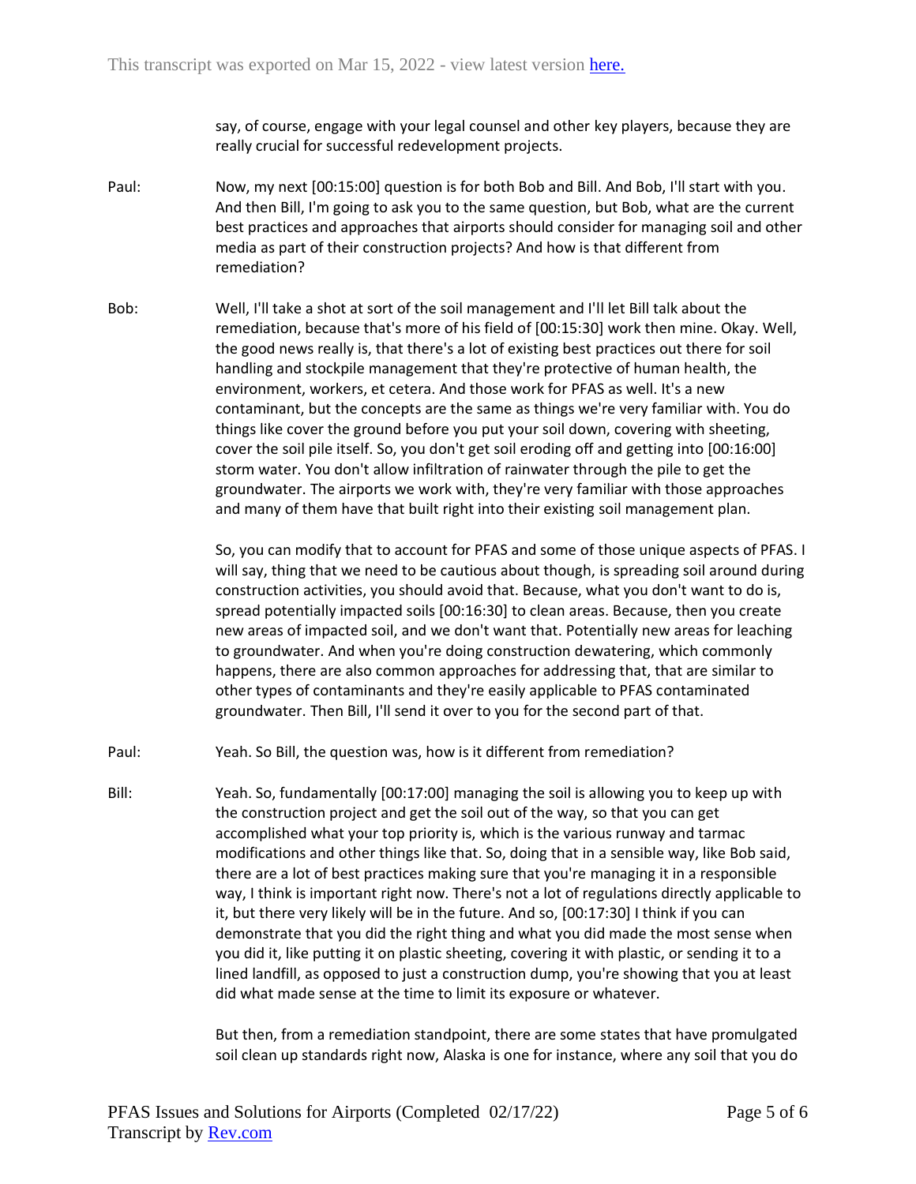say, of course, engage with your legal counsel and other key players, because they are really crucial for successful redevelopment projects.

**Paul:** Now, my next [00:15:00] question is for both Bob and Bill. And Bob, I'll start with you. And then Bill, I'm going to ask you to the same question, but Bob, what are the current best practices and approaches that airports should consider for managing soil and other media as part of their construction projects? And how is that different from remediation?

**Bob:** Well, I'll take a shot at sort of the soil management and I'll let Bill talk about the remediation, because that's more of his field of [00:15:30] work then mine. Okay. Well, the good news really is, that there's a lot of existing best practices out there for soil handling and stockpile management that they're protective of human health, the environment, workers, et cetera. And those work for PFAS as well. It's a new contaminant, but the concepts are the same as things we're very familiar with. You do things like cover the ground before you put your soil down, covering with sheeting, cover the soil pile itself. So, you don't get soil eroding off and getting into [00:16:00] storm water. You don't allow infiltration of rainwater through the pile to get the groundwater. The airports we work with, they're very familiar with those approaches and many of them have that built right into their existing soil management plan.

So, you can modify that to account for PFAS and some of those unique aspects of PFAS. I will say, thing that we need to be cautious about though, is spreading soil around during construction activities, you should avoid that. Because, what you don't want to do is, spread potentially impacted soils [00:16:30] to clean areas. Because, then you create new areas of impacted soil, and we don't want that. Potentially new areas for leaching to groundwater. And when you're doing construction dewatering, which commonly happens, there are also common approaches for addressing that, that are similar to other types of contaminants and they're easily applicable to PFAS contaminated groundwater. Then Bill, I'll send it over to you for the second part of that.

**Paul:** Yeah. So Bill, the question was, how is it different from remediation?

**Bill:** Yeah. So, fundamentally [00:17:00] managing the soil is allowing you to keep up with the construction project and get the soil out of the way, so that you can get accomplished what your top priority is, which is the various runway and tarmac modifications and other things like that. So, doing that in a sensible way, like Bob said, there are a lot of best practices making sure that you're managing it in a responsible way, I think is important right now. There's not a lot of regulations directly applicable to it, but there very likely will be in the future. And so, [00:17:30] I think if you can demonstrate that you did the right thing and what you did made the most sense when you did it, like putting it on plastic sheeting, covering it with plastic, or sending it to a lined landfill, as opposed to just a construction dump, you're showing that you at least did what made sense at the time to limit its exposure or whatever.

But then, from a remediation standpoint, there are some states that have promulgated soil clean up standards right now, Alaska is one for instance, where any soil that you do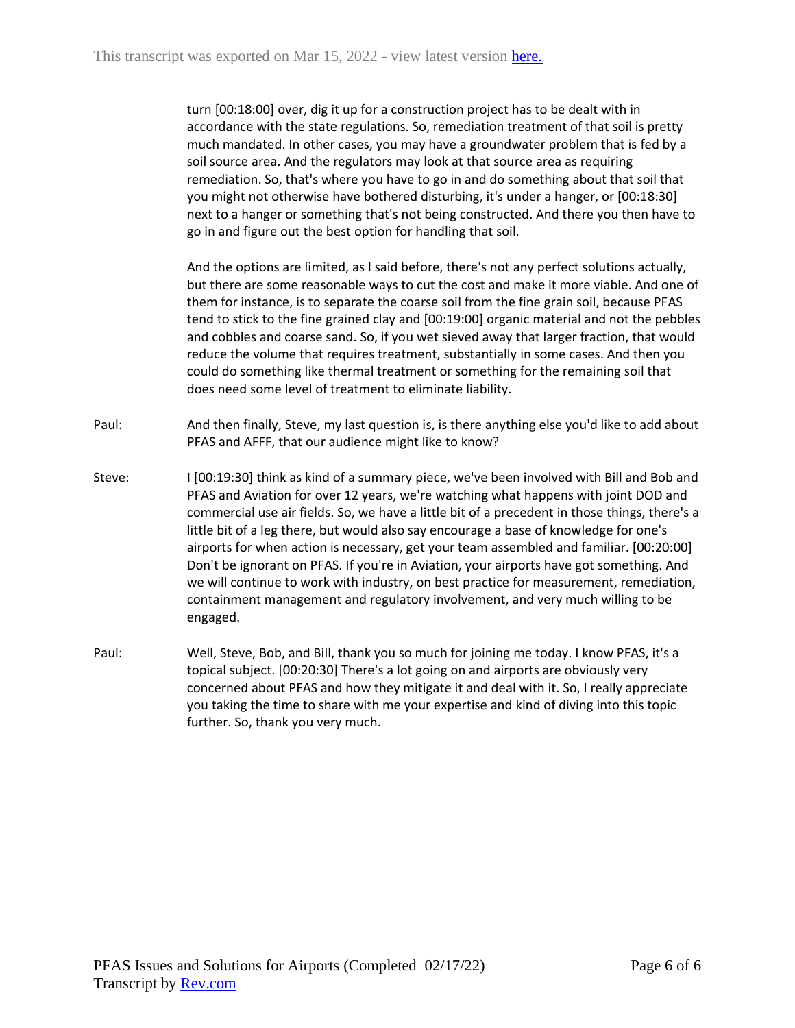turn [00:18:00] over, dig it up for a construction project has to be dealt with in accordance with the state regulations. So, remediation treatment of that soil is pretty much mandated. In other cases, you may have a groundwater problem that is fed by a soil source area. And the regulators may look at that source area as requiring remediation. So, that's where you have to go in and do something about that soil that you might not otherwise have bothered disturbing, it's under a hanger, or [00:18:30] next to a hanger or something that's not being constructed. And there you then have to go in and figure out the best option for handling that soil.

And the options are limited, as I said before, there's not any perfect solutions actually, but there are some reasonable ways to cut the cost and make it more viable. And one of them for instance, is to separate the coarse soil from the fine grain soil, because PFAS tend to stick to the fine grained clay and [00:19:00] organic material and not the pebbles and cobbles and coarse sand. So, if you wet sieved away that larger fraction, that would reduce the volume that requires treatment, substantially in some cases. And then you could do something like thermal treatment or something for the remaining soil that does need some level of treatment to eliminate liability.

Paul: And then finally, Steve, my last question is, is there anything else you'd like to add about PFAS and AFFF, that our audience might like to know?

Steve: I [00:19:30] think as kind of a summary piece, we've been involved with Bill and Bob and PFAS and Aviation for over 12 years, we're watching what happens with joint DOD and commercial use air fields. So, we have a little bit of a precedent in those things, there's a little bit of a leg there, but would also say encourage a base of knowledge for one's airports for when action is necessary, get your team assembled and familiar. [00:20:00] Don't be ignorant on PFAS. If you're in Aviation, your airports have got something. And we will continue to work with industry, on best practice for measurement, remediation, containment management and regulatory involvement, and very much willing to be engaged.

Paul: Well, Steve, Bob, and Bill, thank you so much for joining me today. I know PFAS, it's a topical subject. [00:20:30] There's a lot going on and airports are obviously very concerned about PFAS and how they mitigate it and deal with it. So, I really appreciate you taking the time to share with me your expertise and kind of diving into this topic further. So, thank you very much.